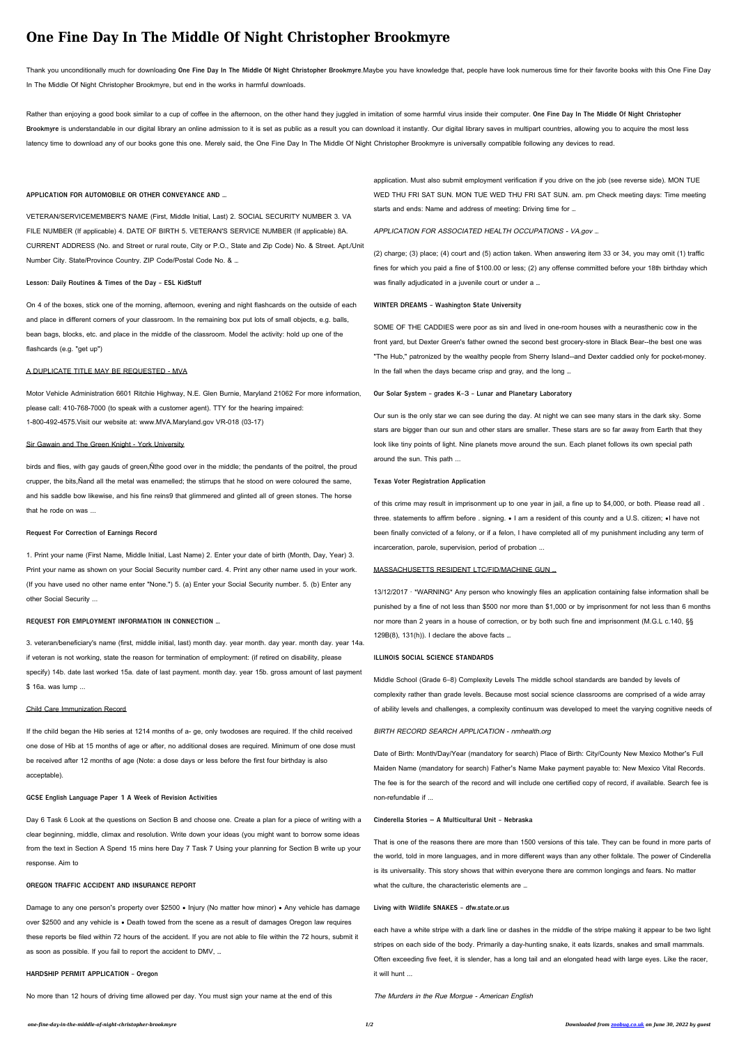# One Fine Day In The Middle Of Night Christopher Brookmyre

Thank you unconditionally much for downloading **One Fine Day In The Middle Of Night Christopher Brookmyre**.Maybe you have knowledge that, people have look numerous time for their favorite books with this One Fine Day In The Middle Of Night Christopher Brookmyre, but end in the works in harmful downloads.

Rather than enjoying a good book similar to a cup of coffee in the afternoon, on the other hand they juggled in imitation of some harmful virus inside their computer. **One Fine Day In The Middle Of Night Christopher Brookmyre** is understandable in our digital library an online admission to it is set as public as a result you can download it instantly. Our digital library saves in multipart countries, allowing you to acquire the most less latency time to download any of our books gone this one. Merely said, the One Fine Day In The Middle Of Night Christopher Brookmyre is universally compatible following any devices to read.

**APPLICATION FOR AUTOMOBILE OR OTHER CONVEYANCE AND …**

VETERAN/SERVICEMEMBER'S NAME (First, Middle Initial, Last) 2. SOCIAL SECURITY NUMBER 3. VA FILE NUMBER (If applicable) 4. DATE OF BIRTH 5. VETERAN'S SERVICE NUMBER (If applicable) 8A. CURRENT ADDRESS (No. and Street or rural route, City or P.O., State and Zip Code) No. & Street. Apt./Unit Number City. State/Province Country. ZIP Code/Postal Code No. & …

**Lesson: Daily Routines & Times of the Day - ESL KidStuff**

On 4 of the boxes, stick one of the morning, afternoon, evening and night flashcards on the outside of each and place in different corners of your classroom. In the remaining box put lots of small objects, e.g. balls, bean bags, blocks, etc. and place in the middle of the classroom. Model the activity: hold up one of the flashcards (e.g. "get up")

A DUPLICATE TITLE MAY BE REQUESTED - MVA

Motor Vehicle Administration 6601 Ritchie Highway, N.E. Glen Burnie, Maryland 21062 For more information, please call: 410-768-7000 (to speak with a customer agent). TTY for the hearing impaired: 1-800-492-4575.Visit our website at: www.MVA.Maryland.gov VR-018 (03-17)

Sir Gawain and The Green Knight - York University

birds and flies, with gay gauds of green,Ñthe good over in the middle; the pendants of the poitrel, the proud crupper, the bits,Ñand all the metal was enamelled; the stirrups that he stood on were coloured the same, and his saddle bow likewise, and his fine reins9 that glimmered and glinted all of green stones. The horse that he rode on was ...

**Request For Correction of Earnings Record**

1. Print your name (First Name, Middle Initial, Last Name) 2. Enter your date of birth (Month, Day, Year) 3. Print your name as shown on your Social Security number card. 4. Print any other name used in your work. (If you have used no other name enter "None.") 5. (a) Enter your Social Security number. 5. (b) Enter any other Social Security ...

**REQUEST FOR EMPLOYMENT INFORMATION IN CONNECTION …**

3. veteran/beneficiary's name (first, middle initial, last) month day. year month. day year. month day. year 14a. if veteran is not working, state the reason for termination of employment: (if retired on disability, please specify) 14b. date last worked 15a. date of last payment. month day. year 15b. gross amount of last payment $ 16a. was lump ...

Child Care Immunization Record

If the child began the Hib series at 1214 months of a- ge, only twodoses are required. If the child received one dose of Hib at 15 months of age or after, no additional doses are required. Minimum of one dose must be received after 12 months of age (Note: a dose days or less before the first four birthday is also acceptable).

**GCSE English Language Paper 1 A Week of Revision Activities**

Day 6 Task 6 Look at the questions on Section B and choose one. Create a plan for a piece of writing with a clear beginning, middle, climax and resolution. Write down your ideas (you might want to borrow some ideas from the text in Section A Spend 15 mins here Day 7 Task 7 Using your planning for Section B write up your response. Aim to

**OREGON TRAFFIC ACCIDENT AND INSURANCE REPORT**

Damage to any one person's property over $2500 • Injury (No matter how minor) • Any vehicle has damage over $2500 and any vehicle is • Death towed from the scene as a result of damages Oregon law requires these reports be filed within 72 hours of the accident. If you are not able to file within the 72 hours, submit it as soon as possible. If you fail to report the accident to DMV, …

**HARDSHIP PERMIT APPLICATION - Oregon**

No more than 12 hours of driving time allowed per day. You must sign your name at the end of this application. Must also submit employment verification if you drive on the job (see reverse side). MON TUE WED THU FRI SAT SUN. MON TUE WED THU FRI SAT SUN. am. pm Check meeting days: Time meeting starts and ends: Name and address of meeting: Driving time for …

*APPLICATION FOR ASSOCIATED HEALTH OCCUPATIONS - VA.gov …*

(2) charge; (3) place; (4) court and (5) action taken. When answering item 33 or 34, you may omit (1) traffic fines for which you paid a fine of $100.00 or less; (2) any offense committed before your 18th birthday which was finally adjudicated in a juvenile court or under a …

**WINTER DREAMS - Washington State University**

SOME OF THE CADDIES were poor as sin and lived in one-room houses with a neurasthenic cow in the front yard, but Dexter Green's father owned the second best grocery-store in Black Bear--the best one was "The Hub," patronized by the wealthy people from Sherry Island--and Dexter caddied only for pocket-money. In the fall when the days became crisp and gray, and the long …

**Our Solar System - grades K-3 - Lunar and Planetary Laboratory**

Our sun is the only star we can see during the day. At night we can see many stars in the dark sky. Some stars are bigger than our sun and other stars are smaller. These stars are so far away from Earth that they look like tiny points of light. Nine planets move around the sun. Each planet follows its own special path around the sun. This path ...

**Texas Voter Registration Application**

of this crime may result in imprisonment up to one year in jail, a fine up to $4,000, or both. Please read all . three. statements to affirm before . signing. • I am a resident of this county and a U.S. citizen; •I have not been finally convicted of a felony, or if a felon, I have completed all of my punishment including any term of incarceration, parole, supervision, period of probation ...

MASSACHUSETTS RESIDENT LTC/FID/MACHINE GUN …

13/12/2017 · \*WARNING\* Any person who knowingly files an application containing false information shall be punished by a fine of not less than $500 nor more than $1,000 or by imprisonment for not less than 6 months nor more than 2 years in a house of correction, or by both such fine and imprisonment (M.G.L c.140, §§ 129B(8), 131(h)). I declare the above facts …

**ILLINOIS SOCIAL SCIENCE STANDARDS**

Middle School (Grade 6–8) Complexity Levels The middle school standards are banded by levels of complexity rather than grade levels. Because most social science classrooms are comprised of a wide array of ability levels and challenges, a complexity continuum was developed to meet the varying cognitive needs of

*BIRTH RECORD SEARCH APPLICATION - nmhealth.org*

Date of Birth: Month/Day/Year (mandatory for search) Place of Birth: City/County New Mexico Mother's Full Maiden Name (mandatory for search) Father's Name Make payment payable to: New Mexico Vital Records. The fee is for the search of the record and will include one certified copy of record, if available. Search fee is non-refundable if ...

**Cinderella Stories — A Multicultural Unit - Nebraska**

That is one of the reasons there are more than 1500 versions of this tale. They can be found in more parts of the world, told in more languages, and in more different ways than any other folktale. The power of Cinderella is its universality. This story shows that within everyone there are common longings and fears. No matter what the culture, the characteristic elements are …

**Living with Wildlife SNAKES - dfw.state.or.us**

each have a white stripe with a dark line or dashes in the middle of the stripe making it appear to be two light stripes on each side of the body. Primarily a day-hunting snake, it eats lizards, snakes and small mammals. Often exceeding five feet, it is slender, has a long tail and an elongated head with large eyes. Like the racer, it will hunt ...

*The Murders in the Rue Morgue - American English*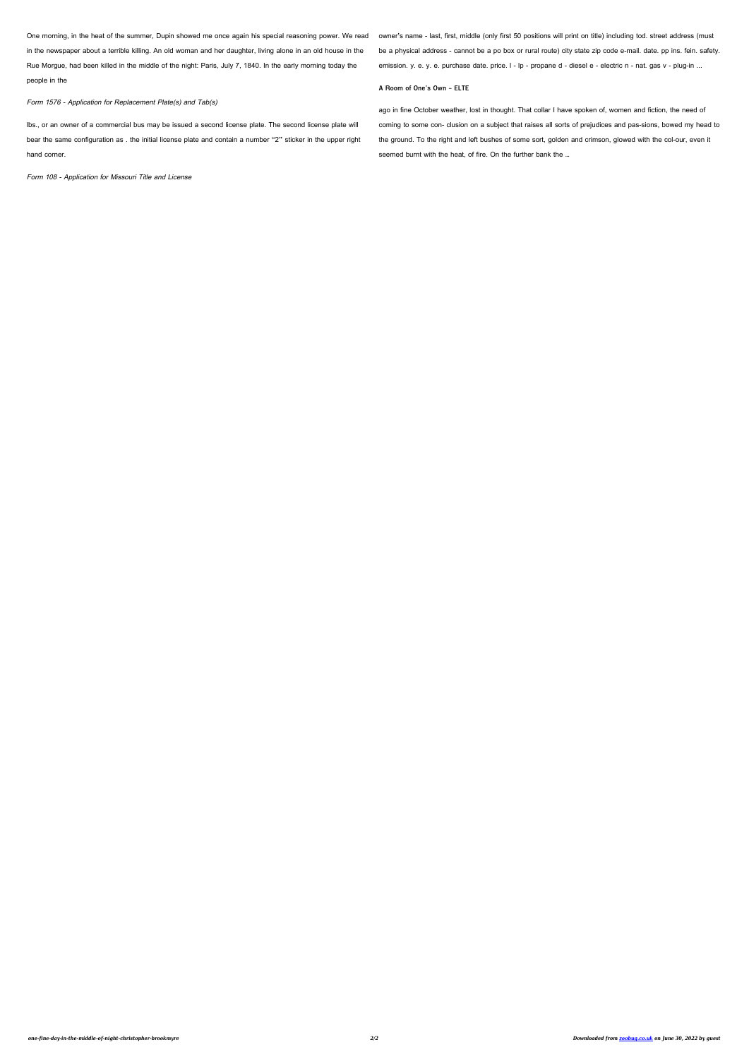One morning, in the heat of the summer, Dupin showed me once again his special reasoning power. We read in the newspaper about a terrible killing. An old woman and her daughter, living alone in an old house in the Rue Morgue, had been killed in the middle of the night: Paris, July 7, 1840. In the early morning today the people in the

*Form 1576 - Application for Replacement Plate(s) and Tab(s)*

lbs., or an owner of a commercial bus may be issued a second license plate. The second license plate will bear the same configuration as . the initial license plate and contain a number "2" sticker in the upper right hand corner.

*Form 108 - Application for Missouri Title and License*

owner's name - last, first, middle (only first 50 positions will print on title) including tod. street address (must be a physical address - cannot be a po box or rural route) city state zip code e-mail. date. pp ins. fein. safety. emission. y. e. y. e. purchase date. price. l - lp - propane d - diesel e - electric n - nat. gas v - plug-in ...

**A Room of One's Own - ELTE**

ago in fine October weather, lost in thought. That collar I have spoken of, women and fiction, the need of coming to some con- clusion on a subject that raises all sorts of prejudices and pas-sions, bowed my head to the ground. To the right and left bushes of some sort, golden and crimson, glowed with the col-our, even it seemed burnt with the heat, of fire. On the further bank the …